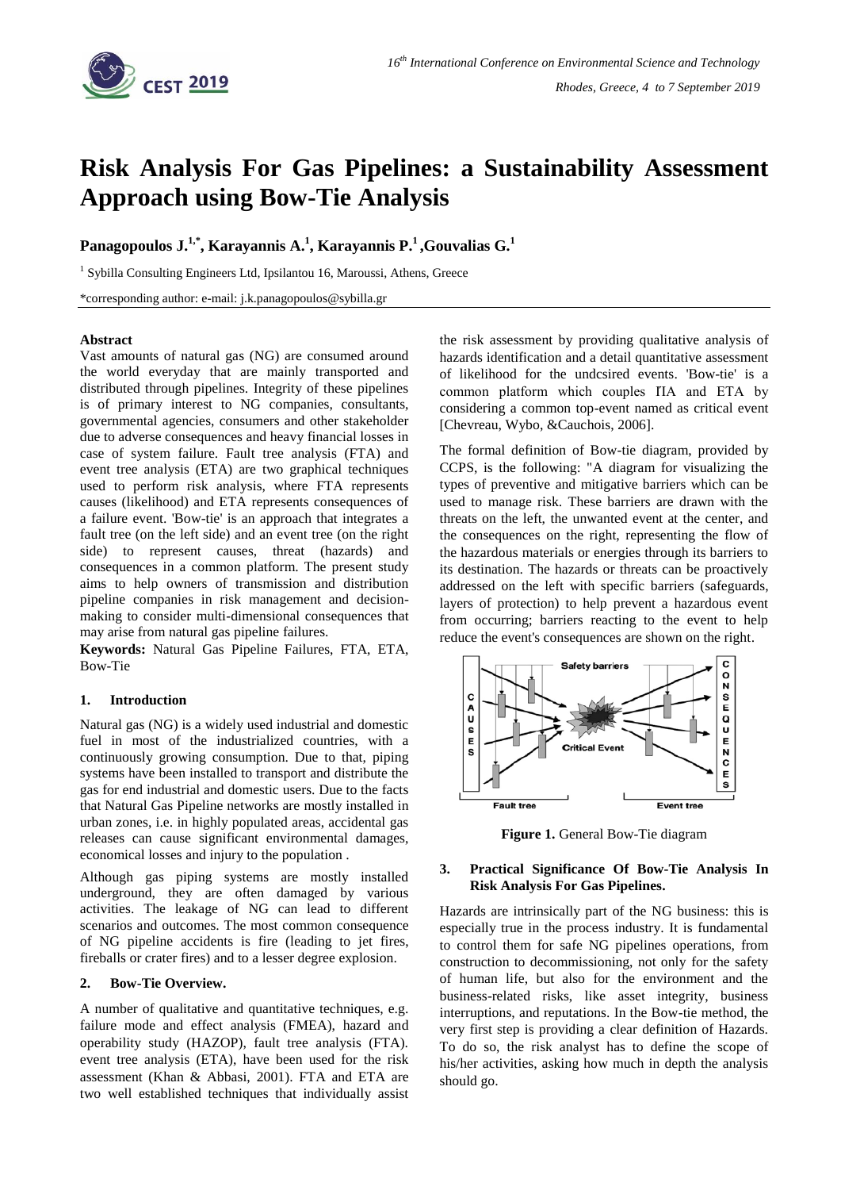# Risk Analysis For Gas Pipelines: a Sustainability Assessment Approach using Bow-Tie Analysis

**Panagopoulos J.[1,*], Karayannis A.[1], Karayannis P.[1], Gouvalias G.[1]**

[1] Sybilla Consulting Engineers Ltd, Ipsilantou 16, Maroussi, Athens, Greece

*corresponding author: e-mail: j.k.panagopoulos@sybilla.gr

**Abstract**

Vast amounts of natural gas (NG) are consumed around the world everyday that are mainly transported and distributed through pipelines. Integrity of these pipelines is of primary interest to NG companies, consultants, governmental agencies, consumers and other stakeholder due to adverse consequences and heavy financial losses in case of system failure. Fault tree analysis (FTA) and event tree analysis (ETA) are two graphical techniques used to perform risk analysis, where FTA represents causes (likelihood) and ETA represents consequences of a failure event. 'Bow-tie' is an approach that integrates a fault tree (on the left side) and an event tree (on the right side) to represent causes, threat (hazards) and consequences in a common platform. The present study aims to help owners of transmission and distribution pipeline companies in risk management and decision-making to consider multi-dimensional consequences that may arise from natural gas pipeline failures.

**Keywords:** Natural Gas Pipeline Failures, FTA, ETA, Bow-Tie

## 1. Introduction

Natural gas (NG) is a widely used industrial and domestic fuel in most of the industrialized countries, with a continuously growing consumption. Due to that, piping systems have been installed to transport and distribute the gas for end industrial and domestic users. Due to the facts that Natural Gas Pipeline networks are mostly installed in urban zones, i.e. in highly populated areas, accidental gas releases can cause significant environmental damages, economical losses and injury to the population .

Although gas piping systems are mostly installed underground, they are often damaged by various activities. The leakage of NG can lead to different scenarios and outcomes. The most common consequence of NG pipeline accidents is fire (leading to jet fires, fireballs or crater fires) and to a lesser degree explosion.

## 2. Bow-Tie Overview.

A number of qualitative and quantitative techniques, e.g. failure mode and effect analysis (FMEA), hazard and operability study (HAZOP), fault tree analysis (FTA). event tree analysis (ETA), have been used for the risk assessment (Khan & Abbasi, 2001). FTA and ETA are two well established techniques that individually assist the risk assessment by providing qualitative analysis of hazards identification and a detail quantitative assessment of likelihood for the undcsired events. 'Bow-tie' is a common platform which couples ΓΙΑ and ETA by considering a common top-event named as critical event [Chevreau, Wybo, &Cauchois, 2006].

The formal definition of Bow-tie diagram, provided by CCPS, is the following: "A diagram for visualizing the types of preventive and mitigative barriers which can be used to manage risk. These barriers are drawn with the threats on the left, the unwanted event at the center, and the consequences on the right, representing the flow of the hazardous materials or energies through its barriers to its destination. The hazards or threats can be proactively addressed on the left with specific barriers (safeguards, layers of protection) to help prevent a hazardous event from occurring; barriers reacting to the event to help reduce the event's consequences are shown on the right.

**Figure 1.** General Bow-Tie diagram

## 3. Practical Significance Of Bow-Tie Analysis In Risk Analysis For Gas Pipelines.

Hazards are intrinsically part of the NG business: this is especially true in the process industry. It is fundamental to control them for safe NG pipelines operations, from construction to decommissioning, not only for the safety of human life, but also for the environment and the business-related risks, like asset integrity, business interruptions, and reputations. In the Bow-tie method, the very first step is providing a clear definition of Hazards. To do so, the risk analyst has to define the scope of his/her activities, asking how much in depth the analysis should go.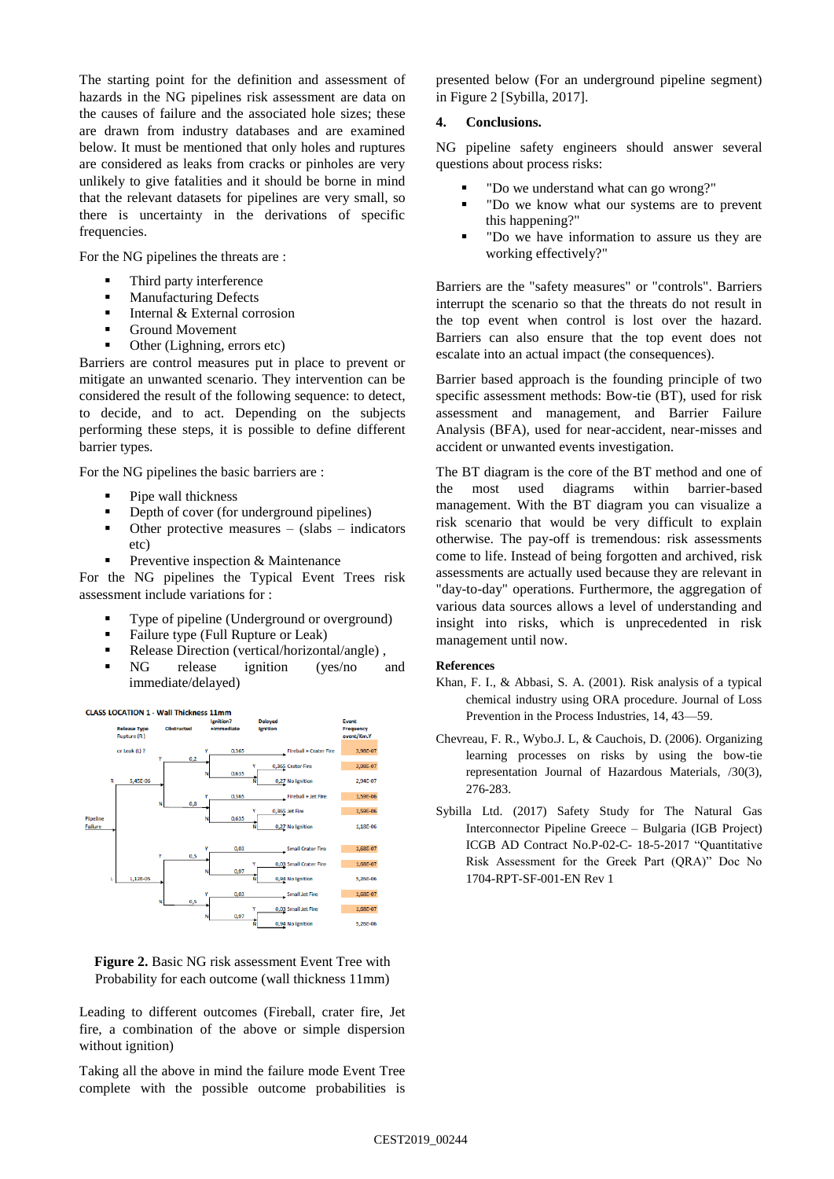The starting point for the definition and assessment of hazards in the NG pipelines risk assessment are data on the causes of failure and the associated hole sizes; these are drawn from industry databases and are examined below. It must be mentioned that only holes and ruptures are considered as leaks from cracks or pinholes are very unlikely to give fatalities and it should be borne in mind that the relevant datasets for pipelines are very small, so there is uncertainty in the derivations of specific frequencies.

For the NG pipelines the threats are :

- Third party interference
- Manufacturing Defects
- Internal & External corrosion
- Ground Movement
- Other (Lighning, errors etc)

Barriers are control measures put in place to prevent or mitigate an unwanted scenario. They intervention can be considered the result of the following sequence: to detect, to decide, and to act. Depending on the subjects performing these steps, it is possible to define different barrier types.

For the NG pipelines the basic barriers are :

- Pipe wall thickness
- Depth of cover (for underground pipelines)
- Other protective measures – (slabs – indicators etc)
- Preventive inspection & Maintenance

For the NG pipelines the Typical Event Trees risk assessment include variations for :

- Type of pipeline (Underground or overground)
- Failure type (Full Rupture or Leak)
- Release Direction (vertical/horizontal/angle) ,
- NG release ignition (yes/no and immediate/delayed)

CLASS LOCATION 1 - Wall Thickness 11mm

Release Type Rupture (R)
Obstructed
Ignition? +immediate
Delayed Ignition
Event Frequency event/Km.Y
or Leak (L) ?
Pipeline Failure
R 5,45E-06
L 1,12E-05
Y 0,2
N 0,8
Y 0,5
N 0,5
0,365 Fireball + Crater Fire 3,98E-07
0,635 Y 0,365 Crater Fire 3,08E-07
N 0,27 No Ignition 2,94E-07
0,365 Fireball + Jet Fire 1,59E-06
0,635 Y 0,365 Jet Fire 1,59E-06
N 0,27 No Ignition 1,18E-06
0,03 Small Crater Fire 1,68E-07
0,97 Y 0,03 Small Crater Fire 1,68E-07
N 0,94 No Ignition 5,26E-06
0,03 Small Jet Fire 1,68E-07
0,97 Y 0,03 Small Jet Fire 1,68E-07
N 0,94 No Ignition 5,26E-06

**Figure 2.** Basic NG risk assessment Event Tree with Probability for each outcome (wall thickness 11mm)

Leading to different outcomes (Fireball, crater fire, Jet fire, a combination of the above or simple dispersion without ignition)

Taking all the above in mind the failure mode Event Tree complete with the possible outcome probabilities is presented below (For an underground pipeline segment) in Figure 2 [Sybilla, 2017].

## 4. Conclusions.

NG pipeline safety engineers should answer several questions about process risks:

- "Do we understand what can go wrong?"
- "Do we know what our systems are to prevent this happening?"
- "Do we have information to assure us they are working effectively?"

Barriers are the "safety measures" or "controls". Barriers interrupt the scenario so that the threats do not result in the top event when control is lost over the hazard. Barriers can also ensure that the top event does not escalate into an actual impact (the consequences).

Barrier based approach is the founding principle of two specific assessment methods: Bow-tie (BT), used for risk assessment and management, and Barrier Failure Analysis (BFA), used for near-accident, near-misses and accident or unwanted events investigation.

The BT diagram is the core of the BT method and one of the most used diagrams within barrier-based management. With the BT diagram you can visualize a risk scenario that would be very difficult to explain otherwise. The pay-off is tremendous: risk assessments come to life. Instead of being forgotten and archived, risk assessments are actually used because they are relevant in "day-to-day" operations. Furthermore, the aggregation of various data sources allows a level of understanding and insight into risks, which is unprecedented in risk management until now.

## References

Khan, F. I., & Abbasi, S. A. (2001). Risk analysis of a typical chemical industry using ORA procedure. Journal of Loss Prevention in the Process Industries, 14, 43—59.

Chevreau, F. R., Wybo.J. L, & Cauchois, D. (2006). Organizing learning processes on risks by using the bow-tie representation Journal of Hazardous Materials, /30(3), 276-283.

Sybilla Ltd. (2017) Safety Study for The Natural Gas Interconnector Pipeline Greece – Bulgaria (IGB Project) ICGB AD Contract No.P-02-C- 18-5-2017 "Quantitative Risk Assessment for the Greek Part (QRA)" Doc No 1704-RPT-SF-001-EN Rev 1